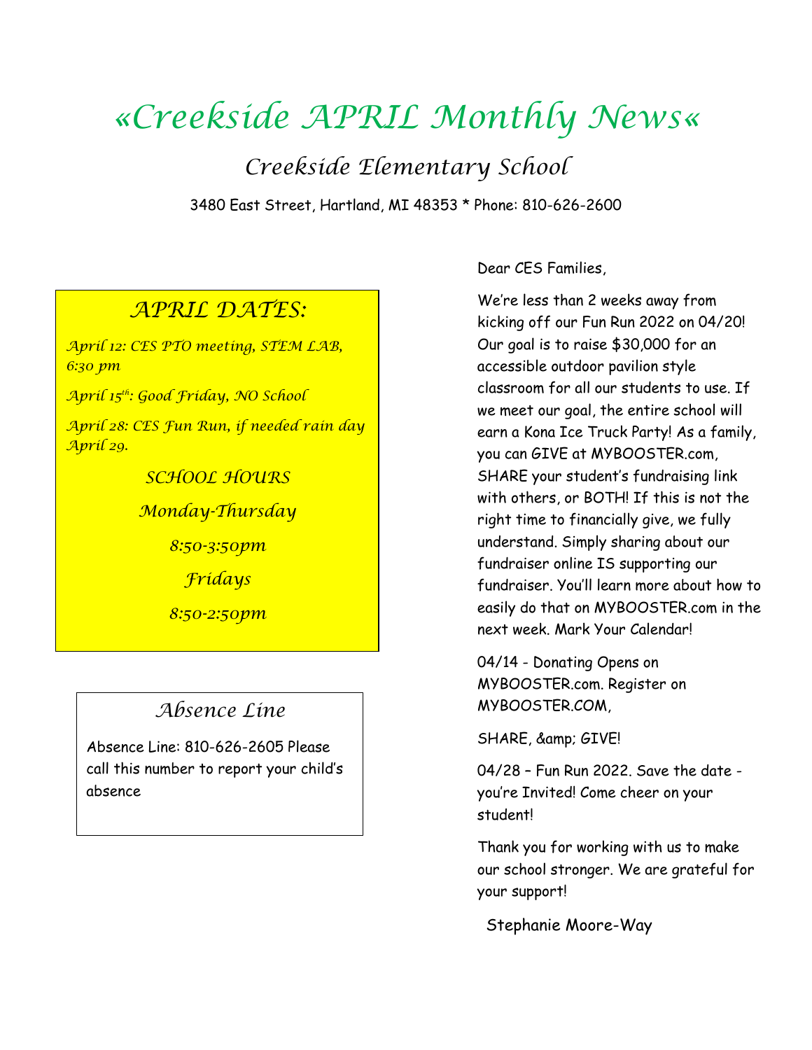# «Creekside APRIL Monthly News«

## Creekside Elementary School

3480 East Street, Hartland, MI 48353 * Phone: 810-626-2600

### APRIL DATES:

*April 12: CES PTO meeting, STEM LAB, 6:30 pm*

*April 15th: Good Friday, NO School*

*April 28: CES Fun Run, if needed rain day April 29.*

*SCHOOL HOURS*

*Monday-Thursday*

*8:50-3:50pm*

*Fridays*

*8:50-2:50pm*

### Absence Line

Absence Line: 810-626-2605 Please call this number to report your child's absence

Dear CES Families,

We're less than 2 weeks away from kicking off our Fun Run 2022 on 04/20! Our goal is to raise $30,000 for an accessible outdoor pavilion style classroom for all our students to use. If we meet our goal, the entire school will earn a Kona Ice Truck Party! As a family, you can GIVE at MYBOOSTER.com, SHARE your student's fundraising link with others, or BOTH! If this is not the right time to financially give, we fully understand. Simply sharing about our fundraiser online IS supporting our fundraiser. You'll learn more about how to easily do that on MYBOOSTER.com in the next week. Mark Your Calendar!

04/14 - Donating Opens on MYBOOSTER.com. Register on MYBOOSTER.COM,

SHARE, &amp; GIVE!

04/28 – Fun Run 2022. Save the date - you're Invited! Come cheer on your student!

Thank you for working with us to make our school stronger. We are grateful for your support!

Stephanie Moore-Way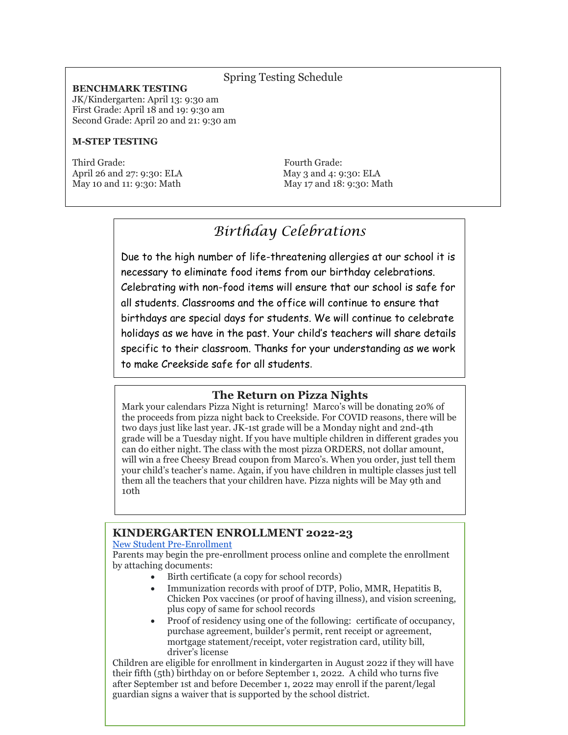## Spring Testing Schedule

**BENCHMARK TESTING**

JK/Kindergarten: April 13: 9:30 am
First Grade: April 18 and 19: 9:30 am
Second Grade: April 20 and 21: 9:30 am

**M-STEP TESTING**

Third Grade:
April 26 and 27: 9:30: ELA
May 10 and 11: 9:30: Math

Fourth Grade:
May 3 and 4: 9:30: ELA
May 17 and 18: 9:30: Math

## *Birthday Celebrations*

Due to the high number of life-threatening allergies at our school it is necessary to eliminate food items from our birthday celebrations. Celebrating with non-food items will ensure that our school is safe for all students. Classrooms and the office will continue to ensure that birthdays are special days for students. We will continue to celebrate holidays as we have in the past. Your child's teachers will share details specific to their classroom. Thanks for your understanding as we work to make Creekside safe for all students.

## The Return on Pizza Nights

Mark your calendars Pizza Night is returning! Marco's will be donating 20% of the proceeds from pizza night back to Creekside. For COVID reasons, there will be two days just like last year. JK-1st grade will be a Monday night and 2nd-4th grade will be a Tuesday night. If you have multiple children in different grades you can do either night. The class with the most pizza ORDERS, not dollar amount, will win a free Cheesy Bread coupon from Marco's. When you order, just tell them your child's teacher's name. Again, if you have children in multiple classes just tell them all the teachers that your children have. Pizza nights will be May 9th and 10th

## KINDERGARTEN ENROLLMENT 2022-23

New Student Pre-Enrollment

Parents may begin the pre-enrollment process online and complete the enrollment by attaching documents:

- Birth certificate (a copy for school records)
- Immunization records with proof of DTP, Polio, MMR, Hepatitis B, Chicken Pox vaccines (or proof of having illness), and vision screening, plus copy of same for school records
- Proof of residency using one of the following: certificate of occupancy, purchase agreement, builder's permit, rent receipt or agreement, mortgage statement/receipt, voter registration card, utility bill, driver's license

Children are eligible for enrollment in kindergarten in August 2022 if they will have their fifth (5th) birthday on or before September 1, 2022. A child who turns five after September 1st and before December 1, 2022 may enroll if the parent/legal guardian signs a waiver that is supported by the school district.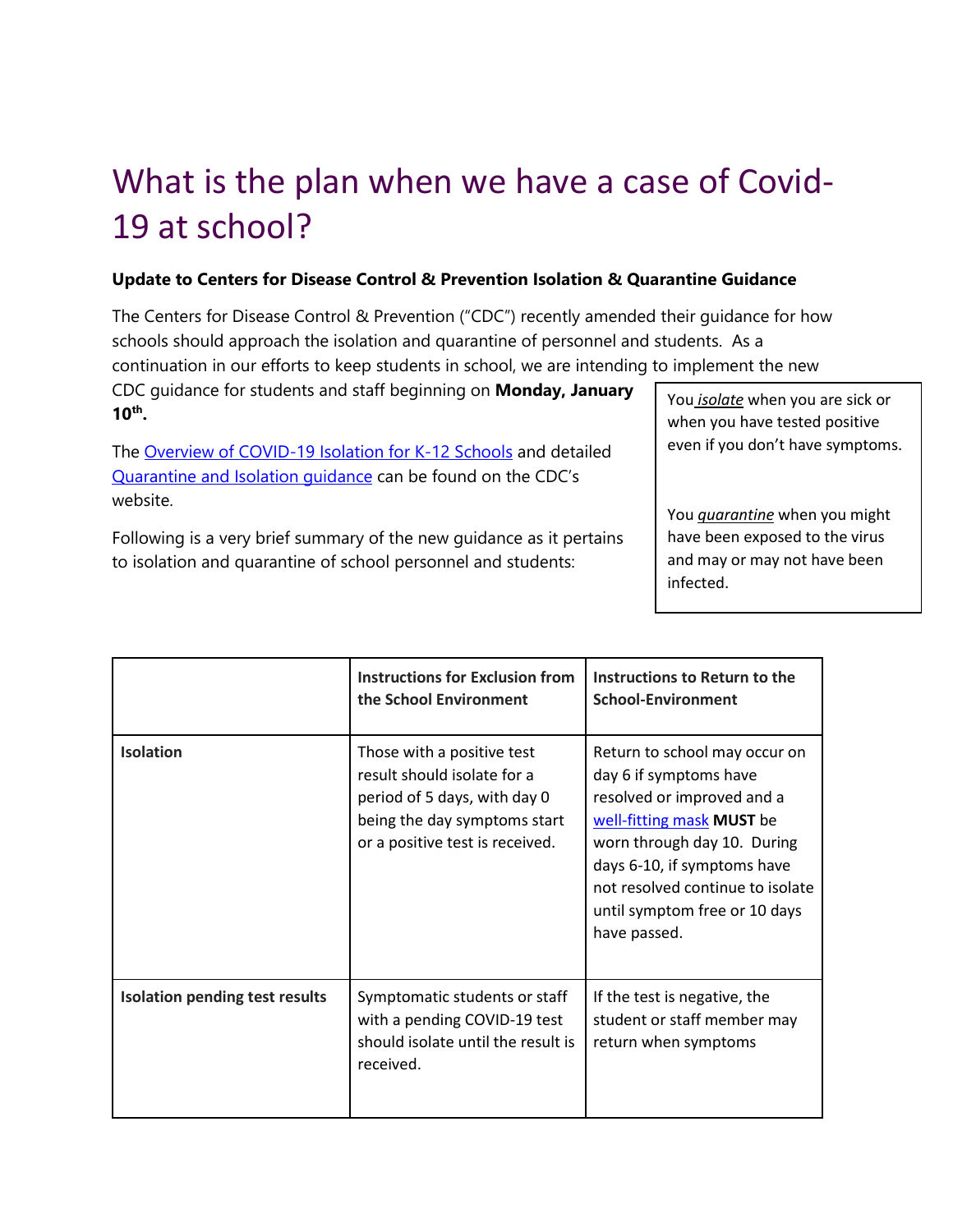# What is the plan when we have a case of Covid-19 at school?

**Update to Centers for Disease Control & Prevention Isolation & Quarantine Guidance**

The Centers for Disease Control & Prevention ("CDC") recently amended their guidance for how schools should approach the isolation and quarantine of personnel and students. As a continuation in our efforts to keep students in school, we are intending to implement the new CDC guidance for students and staff beginning on **Monday, January 10th.**

The [Overview of COVID-19 Isolation for K-12 Schools]() and detailed [Quarantine and Isolation guidance]() can be found on the CDC's website.

Following is a very brief summary of the new guidance as it pertains to isolation and quarantine of school personnel and students:

> You ***isolate*** when you are sick or when you have tested positive even if you don't have symptoms.
>
> You ***quarantine*** when you might have been exposed to the virus and may or may not have been infected.

| | **Instructions for Exclusion from the School Environment** | **Instructions to Return to the School-Environment** |
|---|---|---|
| **Isolation** | Those with a positive test result should isolate for a period of 5 days, with day 0 being the day symptoms start or a positive test is received. | Return to school may occur on day 6 if symptoms have resolved or improved and a [well-fitting mask]() **MUST** be worn through day 10. During days 6-10, if symptoms have not resolved continue to isolate until symptom free or 10 days have passed. |
| **Isolation pending test results** | Symptomatic students or staff with a pending COVID-19 test should isolate until the result is received. | If the test is negative, the student or staff member may return when symptoms |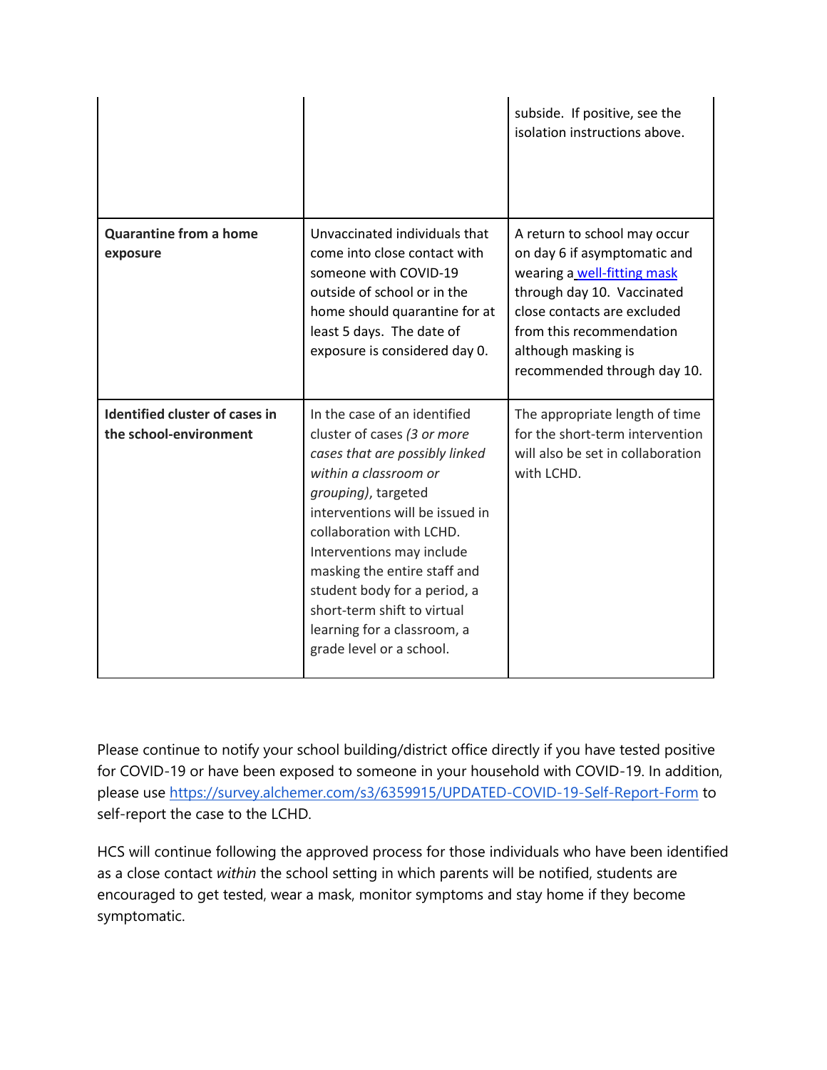| | | |
|---|---|---|
| | | subside. If positive, see the isolation instructions above. |
| **Quarantine from a home exposure** | Unvaccinated individuals that come into close contact with someone with COVID-19 outside of school or in the home should quarantine for at least 5 days. The date of exposure is considered day 0. | A return to school may occur on day 6 if asymptomatic and wearing a well-fitting mask through day 10. Vaccinated close contacts are excluded from this recommendation although masking is recommended through day 10. |
| **Identified cluster of cases in the school-environment** | In the case of an identified cluster of cases *(3 or more cases that are possibly linked within a classroom or grouping)*, targeted interventions will be issued in collaboration with LCHD. Interventions may include masking the entire staff and student body for a period, a short-term shift to virtual learning for a classroom, a grade level or a school. | The appropriate length of time for the short-term intervention will also be set in collaboration with LCHD. |

Please continue to notify your school building/district office directly if you have tested positive for COVID-19 or have been exposed to someone in your household with COVID-19. In addition, please use https://survey.alchemer.com/s3/6359915/UPDATED-COVID-19-Self-Report-Form to self-report the case to the LCHD.

HCS will continue following the approved process for those individuals who have been identified as a close contact *within* the school setting in which parents will be notified, students are encouraged to get tested, wear a mask, monitor symptoms and stay home if they become symptomatic.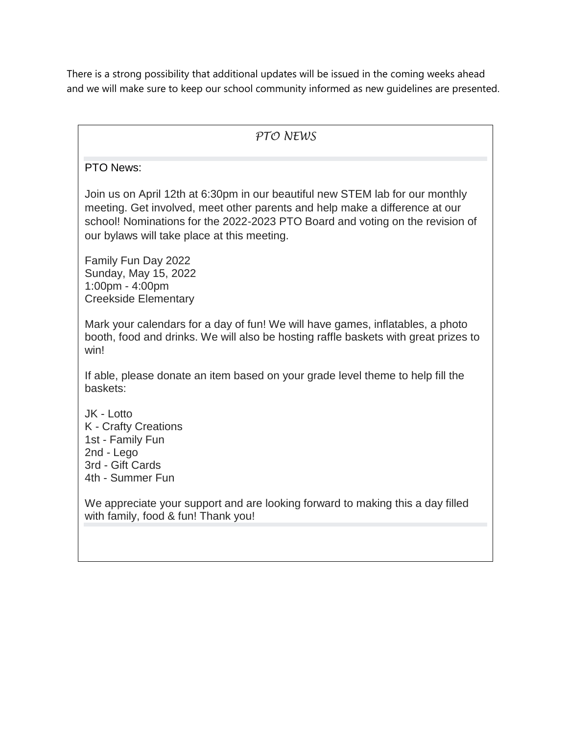There is a strong possibility that additional updates will be issued in the coming weeks ahead and we will make sure to keep our school community informed as new guidelines are presented.

## *PTO NEWS*

PTO News:

Join us on April 12th at 6:30pm in our beautiful new STEM lab for our monthly meeting. Get involved, meet other parents and help make a difference at our school! Nominations for the 2022-2023 PTO Board and voting on the revision of our bylaws will take place at this meeting.

Family Fun Day 2022
Sunday, May 15, 2022
1:00pm - 4:00pm
Creekside Elementary

Mark your calendars for a day of fun! We will have games, inflatables, a photo booth, food and drinks. We will also be hosting raffle baskets with great prizes to win!

If able, please donate an item based on your grade level theme to help fill the baskets:

JK - Lotto
K - Crafty Creations
1st - Family Fun
2nd - Lego
3rd - Gift Cards
4th - Summer Fun

We appreciate your support and are looking forward to making this a day filled with family, food & fun! Thank you!